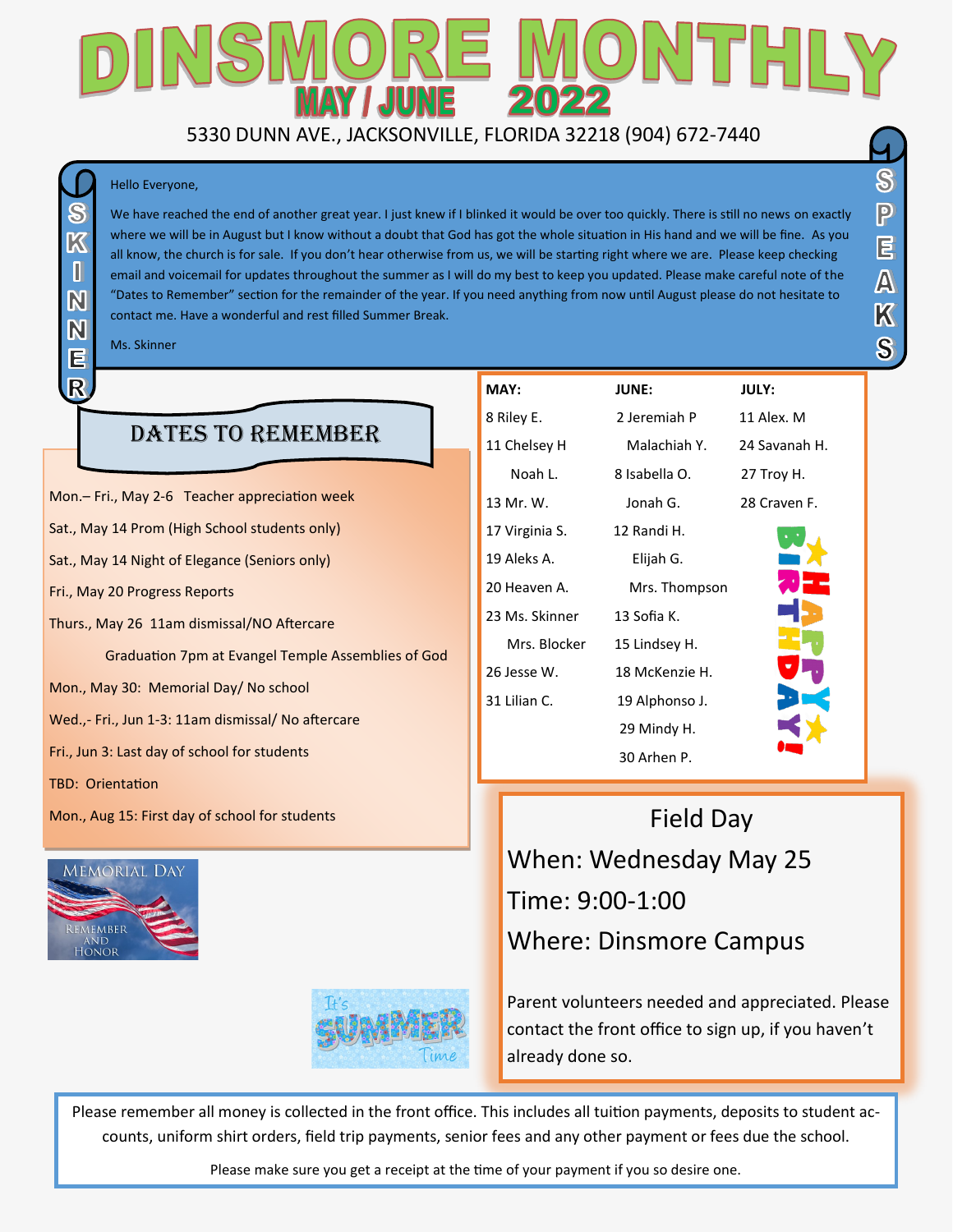# DINSMORE MONTHLY

## MAY / JUNE 2022

5330 DUNN AVE., JACKSONVILLE, FLORIDA 32218 (904) 672-7440

### SKINNER SPEAKS

Hello Everyone,

We have reached the end of another great year. I just knew if I blinked it would be over too quickly. There is still no news on exactly where we will be in August but I know without a doubt that God has got the whole situation in His hand and we will be fine. As you all know, the church is for sale. If you don't hear otherwise from us, we will be starting right where we are. Please keep checking email and voicemail for updates throughout the summer as I will do my best to keep you updated. Please make careful note of the "Dates to Remember" section for the remainder of the year. If you need anything from now until August please do not hesitate to contact me. Have a wonderful and rest filled Summer Break.

Ms. Skinner

## DATES TO REMEMBER

Mon.– Fri., May 2-6 Teacher appreciation week

Sat., May 14 Prom (High School students only)

Sat., May 14 Night of Elegance (Seniors only)

Fri., May 20 Progress Reports

Thurs., May 26 11am dismissal/NO Aftercare

Graduation 7pm at Evangel Temple Assemblies of God

Mon., May 30: Memorial Day/ No school

Wed.,- Fri., Jun 1-3: 11am dismissal/ No aftercare

Fri., Jun 3: Last day of school for students

TBD: Orientation

Mon., Aug 15: First day of school for students

## HAPPY BIRTHDAY!

| MAY: | JUNE: | JULY: |
|---|---|---|
| 8 Riley E. | 2 Jeremiah P | 11 Alex. M |
| 11 Chelsey H | Malachiah Y. | 24 Savanah H. |
| Noah L. | 8 Isabella O. | 27 Troy H. |
| 13 Mr. W. | Jonah G. | 28 Craven F. |
| 17 Virginia S. | 12 Randi H. | |
| 19 Aleks A. | Elijah G. | |
| 20 Heaven A. | Mrs. Thompson | |
| 23 Ms. Skinner | 13 Sofia K. | |
| Mrs. Blocker | 15 Lindsey H. | |
| 26 Jesse W. | 18 McKenzie H. | |
| 31 Lilian C. | 19 Alphonso J. | |
| | 29 Mindy H. | |
| | 30 Arhen P. | |

MEMORIAL DAY

REMEMBER AND HONOR

It's SUMMER Time

## Field Day

When: Wednesday May 25

Time: 9:00-1:00

Where: Dinsmore Campus

Parent volunteers needed and appreciated. Please contact the front office to sign up, if you haven't already done so.

Please remember all money is collected in the front office. This includes all tuition payments, deposits to student accounts, uniform shirt orders, field trip payments, senior fees and any other payment or fees due the school.

Please make sure you get a receipt at the time of your payment if you so desire one.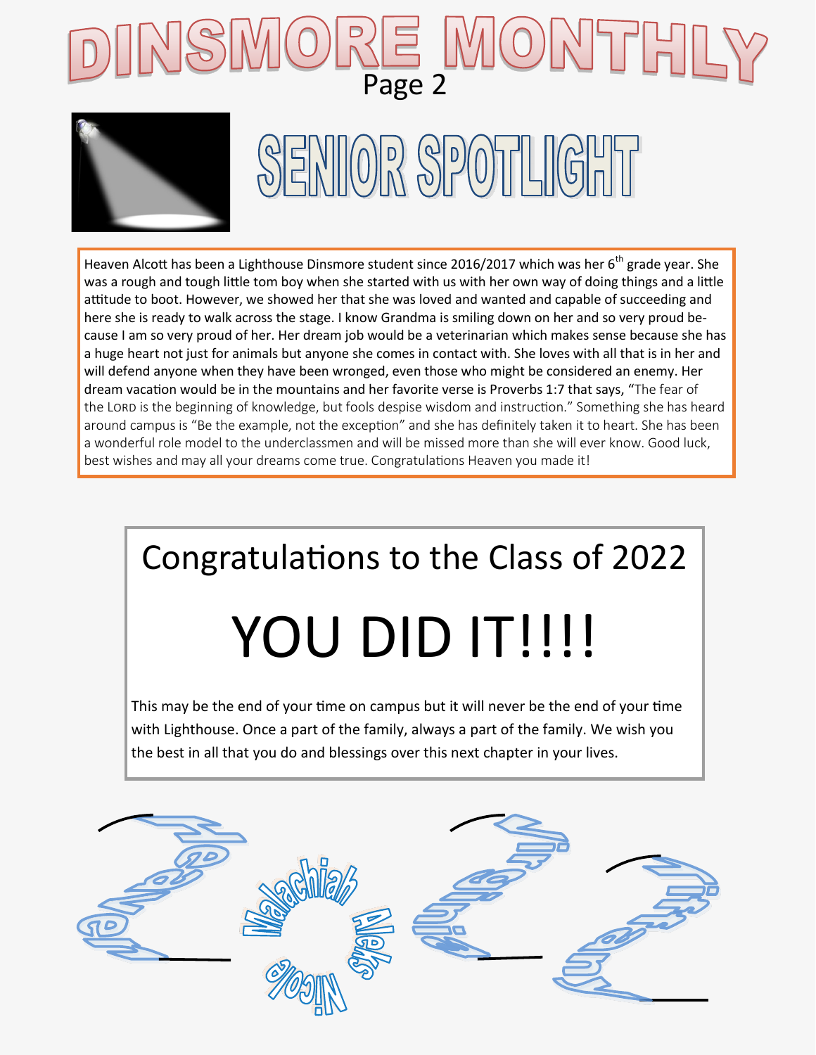# DINSMORE MONTHLY

## SENIOR SPOTLIGHT

Heaven Alcott has been a Lighthouse Dinsmore student since 2016/2017 which was her 6th grade year. She was a rough and tough little tom boy when she started with us with her own way of doing things and a little attitude to boot. However, we showed her that she was loved and wanted and capable of succeeding and here she is ready to walk across the stage. I know Grandma is smiling down on her and so very proud because I am so very proud of her. Her dream job would be a veterinarian which makes sense because she has a huge heart not just for animals but anyone she comes in contact with. She loves with all that is in her and will defend anyone when they have been wronged, even those who might be considered an enemy. Her dream vacation would be in the mountains and her favorite verse is Proverbs 1:7 that says, "The fear of the LORD is the beginning of knowledge, but fools despise wisdom and instruction." Something she has heard around campus is "Be the example, not the exception" and she has definitely taken it to heart. She has been a wonderful role model to the underclassmen and will be missed more than she will ever know. Good luck, best wishes and may all your dreams come true. Congratulations Heaven you made it!

## Congratulations to the Class of 2022

# YOU DID IT!!!!

This may be the end of your time on campus but it will never be the end of your time with Lighthouse. Once a part of the family, always a part of the family. We wish you the best in all that you do and blessings over this next chapter in your lives.

Malachiah Aleks Nicole